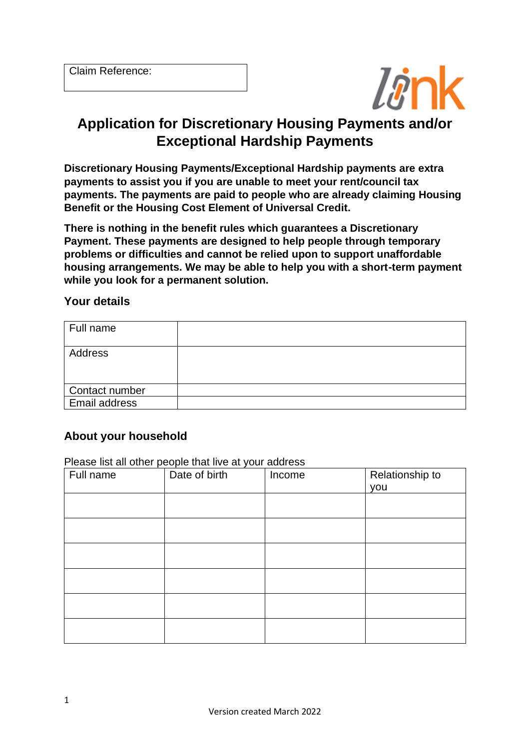| Claim Reference: |
| --- |

# Application for Discretionary Housing Payments and/or Exceptional Hardship Payments

**Discretionary Housing Payments/Exceptional Hardship payments are extra payments to assist you if you are unable to meet your rent/council tax payments. The payments are paid to people who are already claiming Housing Benefit or the Housing Cost Element of Universal Credit.**

**There is nothing in the benefit rules which guarantees a Discretionary Payment. These payments are designed to help people through temporary problems or difficulties and cannot be relied upon to support unaffordable housing arrangements. We may be able to help you with a short-term payment while you look for a permanent solution.**

## Your details

| Full name | |
| --- | --- |
| Address | |
| Contact number | |
| Email address | |

## About your household

Please list all other people that live at your address

| Full name | Date of birth | Income | Relationship to you |
| --- | --- | --- | --- |
| | | | |
| | | | |
| | | | |
| | | | |
| | | | |
| | | | |

Version created March 2022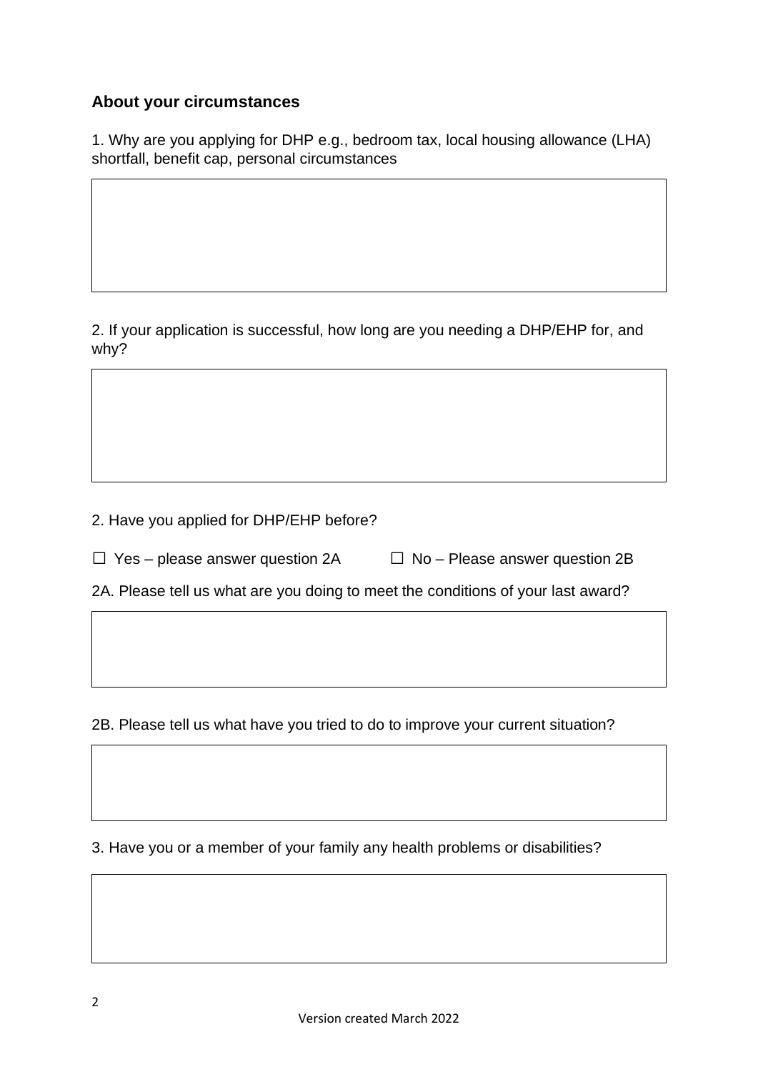## About your circumstances

1. Why are you applying for DHP e.g., bedroom tax, local housing allowance (LHA) shortfall, benefit cap, personal circumstances

2. If your application is successful, how long are you needing a DHP/EHP for, and why?

2. Have you applied for DHP/EHP before?

☐ Yes – please answer question 2A ☐ No – Please answer question 2B

2A. Please tell us what are you doing to meet the conditions of your last award?

2B. Please tell us what have you tried to do to improve your current situation?

3. Have you or a member of your family any health problems or disabilities?

Version created March 2022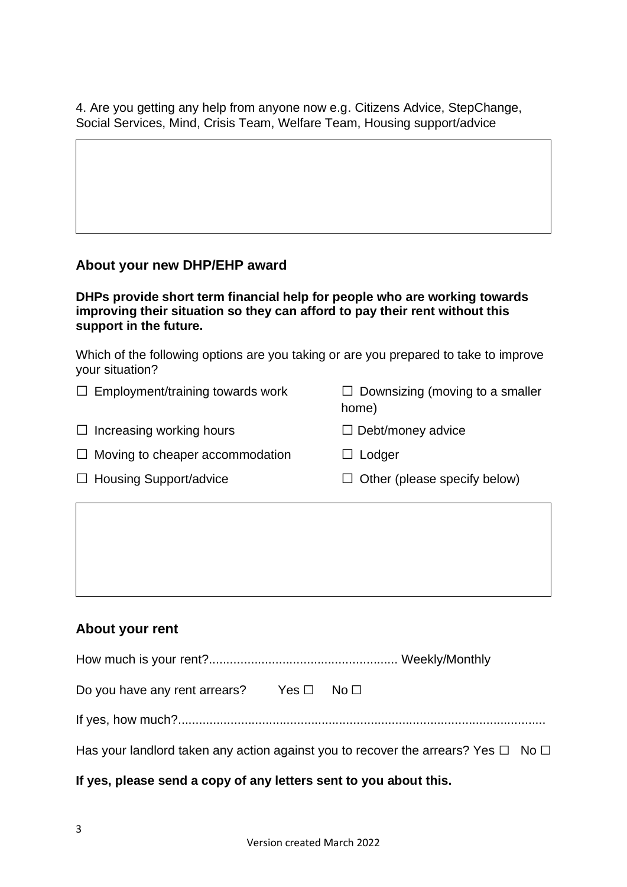4. Are you getting any help from anyone now e.g. Citizens Advice, StepChange, Social Services, Mind, Crisis Team, Welfare Team, Housing support/advice

## About your new DHP/EHP award

**DHPs provide short term financial help for people who are working towards improving their situation so they can afford to pay their rent without this support in the future.**

Which of the following options are you taking or are you prepared to take to improve your situation?

☐ Employment/training towards work

☐ Downsizing (moving to a smaller home)

☐ Increasing working hours

☐ Debt/money advice

☐ Moving to cheaper accommodation

☐ Lodger

☐ Housing Support/advice

☐ Other (please specify below)

## About your rent

How much is your rent?..................................................... Weekly/Monthly

Do you have any rent arrears? Yes ☐ No ☐

If yes, how much?.........................................................................................................

Has your landlord taken any action against you to recover the arrears? Yes ☐ No ☐

**If yes, please send a copy of any letters sent to you about this.**

Version created March 2022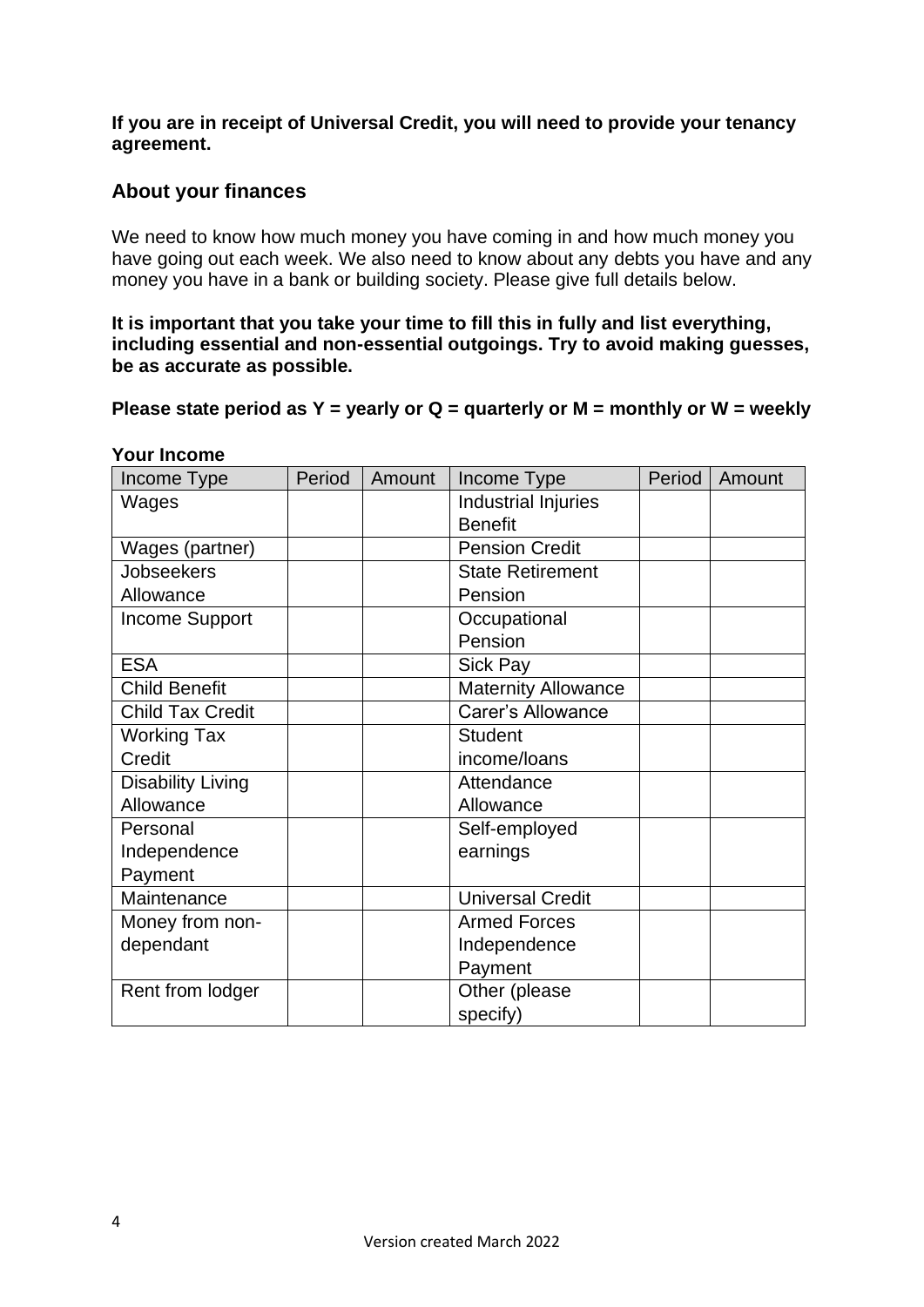**If you are in receipt of Universal Credit, you will need to provide your tenancy agreement.**

## About your finances

We need to know how much money you have coming in and how much money you have going out each week. We also need to know about any debts you have and any money you have in a bank or building society. Please give full details below.

**It is important that you take your time to fill this in fully and list everything, including essential and non-essential outgoings. Try to avoid making guesses, be as accurate as possible.**

**Please state period as Y = yearly or Q = quarterly or M = monthly or W = weekly**

**Your Income**

| Income Type | Period | Amount | Income Type | Period | Amount |
|---|---|---|---|---|---|
| Wages | | | Industrial Injuries Benefit | | |
| Wages (partner) | | | Pension Credit | | |
| Jobseekers Allowance | | | State Retirement Pension | | |
| Income Support | | | Occupational Pension | | |
| ESA | | | Sick Pay | | |
| Child Benefit | | | Maternity Allowance | | |
| Child Tax Credit | | | Carer's Allowance | | |
| Working Tax Credit | | | Student income/loans | | |
| Disability Living Allowance | | | Attendance Allowance | | |
| Personal Independence Payment | | | Self-employed earnings | | |
| Maintenance | | | Universal Credit | | |
| Money from non-dependant | | | Armed Forces Independence Payment | | |
| Rent from lodger | | | Other (please specify) | | |

Version created March 2022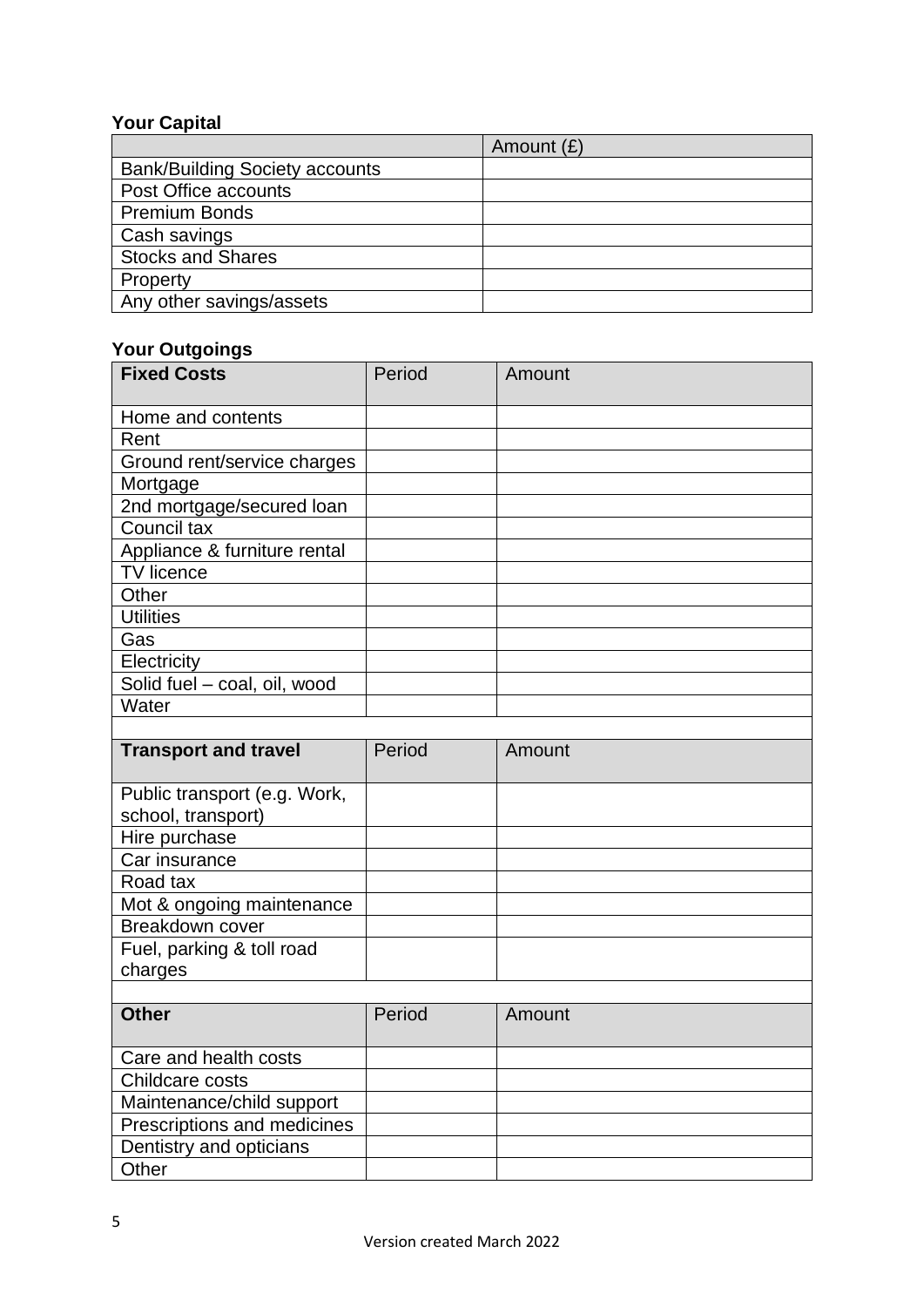**Your Capital**

| | Amount (£) |
|---|---|
| Bank/Building Society accounts | |
| Post Office accounts | |
| Premium Bonds | |
| Cash savings | |
| Stocks and Shares | |
| Property | |
| Any other savings/assets | |

**Your Outgoings**

| **Fixed Costs** | Period | Amount |
|---|---|---|
| Home and contents | | |
| Rent | | |
| Ground rent/service charges | | |
| Mortgage | | |
| 2nd mortgage/secured loan | | |
| Council tax | | |
| Appliance & furniture rental | | |
| TV licence | | |
| Other | | |
| Utilities | | |
| Gas | | |
| Electricity | | |
| Solid fuel – coal, oil, wood | | |
| Water | | |
| | | |
| **Transport and travel** | Period | Amount |
| Public transport (e.g. Work, school, transport) | | |
| Hire purchase | | |
| Car insurance | | |
| Road tax | | |
| Mot & ongoing maintenance | | |
| Breakdown cover | | |
| Fuel, parking & toll road charges | | |
| | | |
| **Other** | Period | Amount |
| Care and health costs | | |
| Childcare costs | | |
| Maintenance/child support | | |
| Prescriptions and medicines | | |
| Dentistry and opticians | | |
| Other | | |

Version created March 2022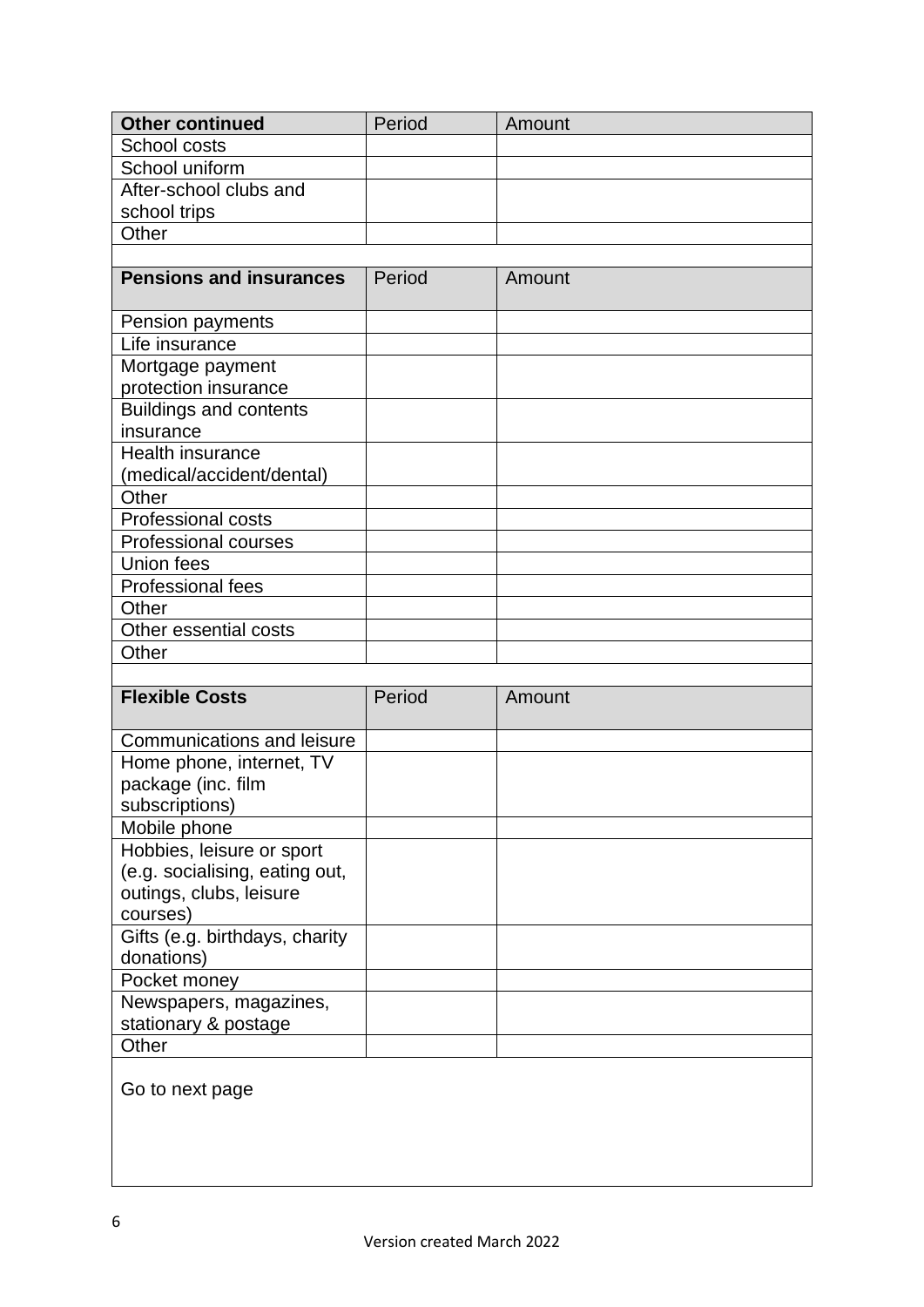| **Other continued** | Period | Amount |
| --- | --- | --- |
| School costs | | |
| School uniform | | |
| After-school clubs and school trips | | |
| Other | | |

| **Pensions and insurances** | Period | Amount |
| --- | --- | --- |
| Pension payments | | |
| Life insurance | | |
| Mortgage payment protection insurance | | |
| Buildings and contents insurance | | |
| Health insurance (medical/accident/dental) | | |
| Other | | |
| Professional costs | | |
| Professional courses | | |
| Union fees | | |
| Professional fees | | |
| Other | | |
| Other essential costs | | |
| Other | | |

| **Flexible Costs** | Period | Amount |
| --- | --- | --- |
| Communications and leisure | | |
| Home phone, internet, TV package (inc. film subscriptions) | | |
| Mobile phone | | |
| Hobbies, leisure or sport (e.g. socialising, eating out, outings, clubs, leisure courses) | | |
| Gifts (e.g. birthdays, charity donations) | | |
| Pocket money | | |
| Newspapers, magazines, stationary & postage | | |
| Other | | |

Go to next page

Version created March 2022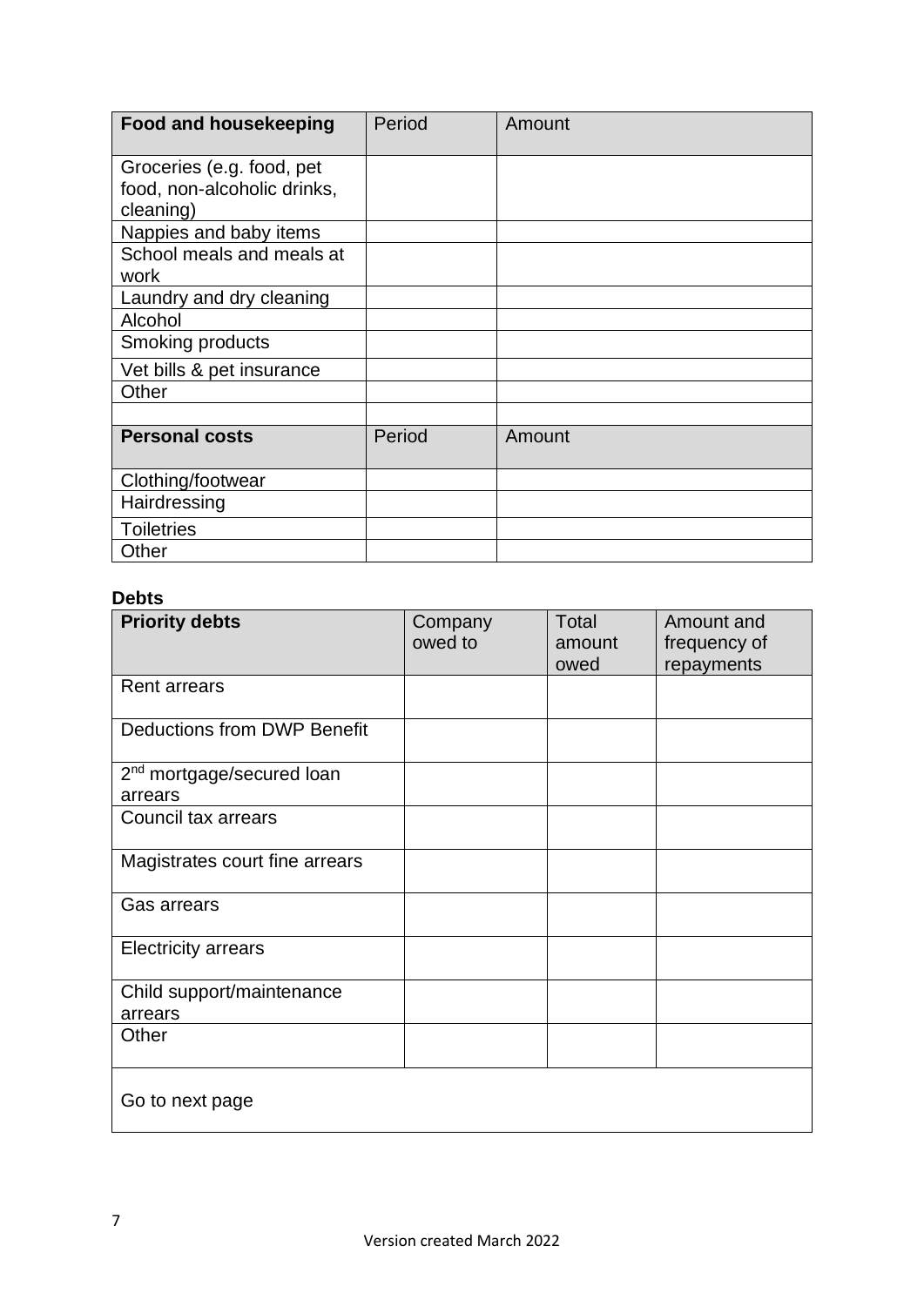| **Food and housekeeping** | Period | Amount |
|---|---|---|
| Groceries (e.g. food, pet food, non-alcoholic drinks, cleaning) | | |
| Nappies and baby items | | |
| School meals and meals at work | | |
| Laundry and dry cleaning | | |
| Alcohol | | |
| Smoking products | | |
| Vet bills & pet insurance | | |
| Other | | |
| | | |
| **Personal costs** | Period | Amount |
| Clothing/footwear | | |
| Hairdressing | | |
| Toiletries | | |
| Other | | |

**Debts**

| **Priority debts** | Company owed to | Total amount owed | Amount and frequency of repayments |
|---|---|---|---|
| Rent arrears | | | |
| Deductions from DWP Benefit | | | |
| 2nd mortgage/secured loan arrears | | | |
| Council tax arrears | | | |
| Magistrates court fine arrears | | | |
| Gas arrears | | | |
| Electricity arrears | | | |
| Child support/maintenance arrears | | | |
| Other | | | |
| Go to next page | | | |

Version created March 2022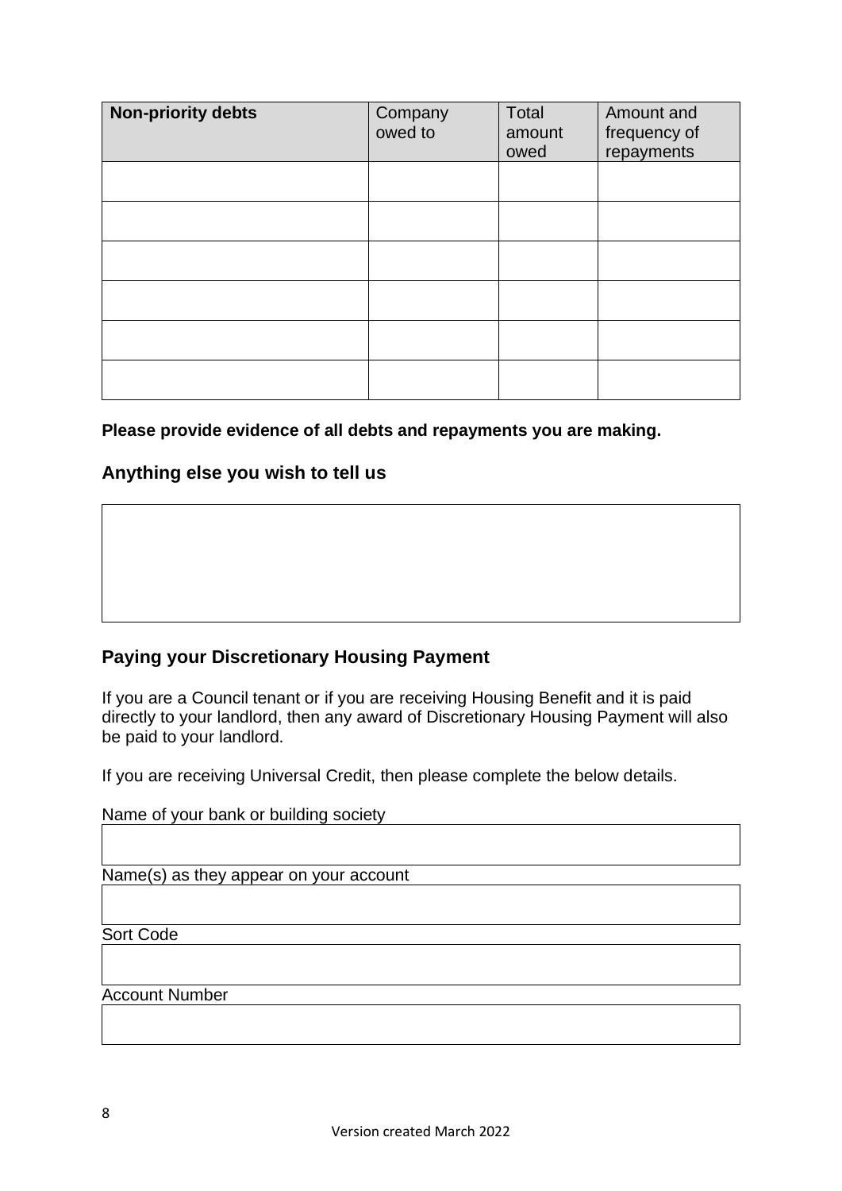| **Non-priority debts** | Company owed to | Total amount owed | Amount and frequency of repayments |
|---|---|---|---|
| | | | |
| | | | |
| | | | |
| | | | |
| | | | |
| | | | |

**Please provide evidence of all debts and repayments you are making.**

## Anything else you wish to tell us

## Paying your Discretionary Housing Payment

If you are a Council tenant or if you are receiving Housing Benefit and it is paid directly to your landlord, then any award of Discretionary Housing Payment will also be paid to your landlord.

If you are receiving Universal Credit, then please complete the below details.

Name of your bank or building society

Name(s) as they appear on your account

Sort Code

Account Number

Version created March 2022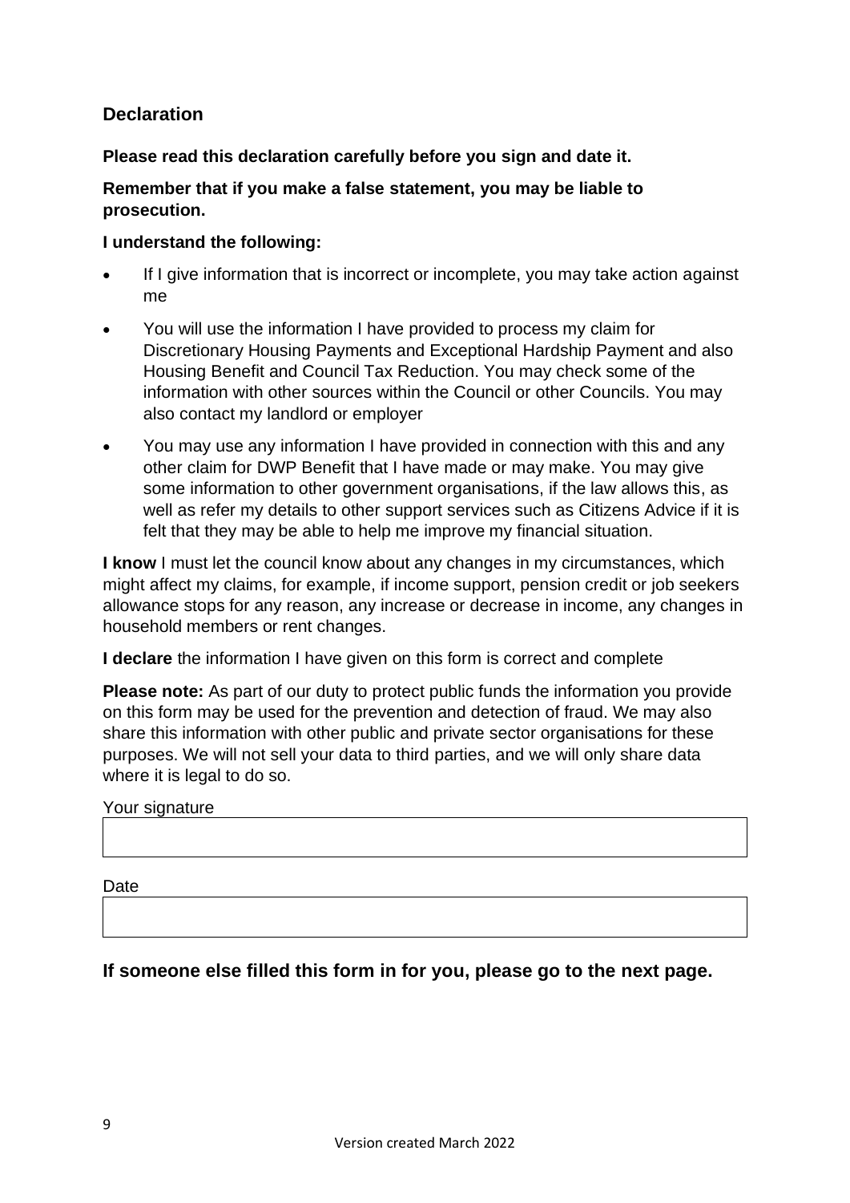## Declaration

**Please read this declaration carefully before you sign and date it.**

**Remember that if you make a false statement, you may be liable to prosecution.**

**I understand the following:**

- If I give information that is incorrect or incomplete, you may take action against me
- You will use the information I have provided to process my claim for Discretionary Housing Payments and Exceptional Hardship Payment and also Housing Benefit and Council Tax Reduction. You may check some of the information with other sources within the Council or other Councils. You may also contact my landlord or employer
- You may use any information I have provided in connection with this and any other claim for DWP Benefit that I have made or may make. You may give some information to other government organisations, if the law allows this, as well as refer my details to other support services such as Citizens Advice if it is felt that they may be able to help me improve my financial situation.

**I know** I must let the council know about any changes in my circumstances, which might affect my claims, for example, if income support, pension credit or job seekers allowance stops for any reason, any increase or decrease in income, any changes in household members or rent changes.

**I declare** the information I have given on this form is correct and complete

**Please note:** As part of our duty to protect public funds the information you provide on this form may be used for the prevention and detection of fraud. We may also share this information with other public and private sector organisations for these purposes. We will not sell your data to third parties, and we will only share data where it is legal to do so.

Your signature

| |
|---|
| |

Date

| |
|---|
| |

**If someone else filled this form in for you, please go to the next page.**

Version created March 2022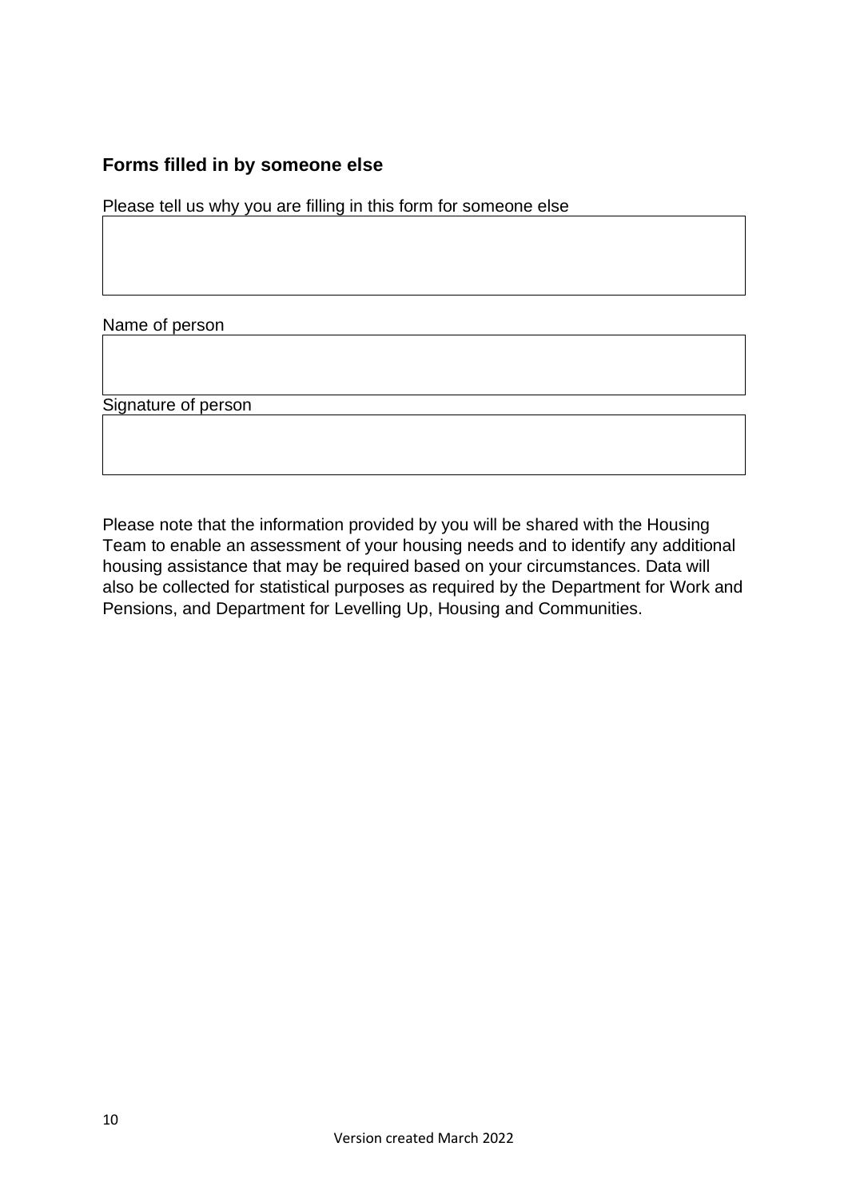### Forms filled in by someone else

Please tell us why you are filling in this form for someone else

| |
|---|
| |

Name of person

| |
|---|
| |

Signature of person

| |
|---|
| |

Please note that the information provided by you will be shared with the Housing Team to enable an assessment of your housing needs and to identify any additional housing assistance that may be required based on your circumstances. Data will also be collected for statistical purposes as required by the Department for Work and Pensions, and Department for Levelling Up, Housing and Communities.

Version created March 2022